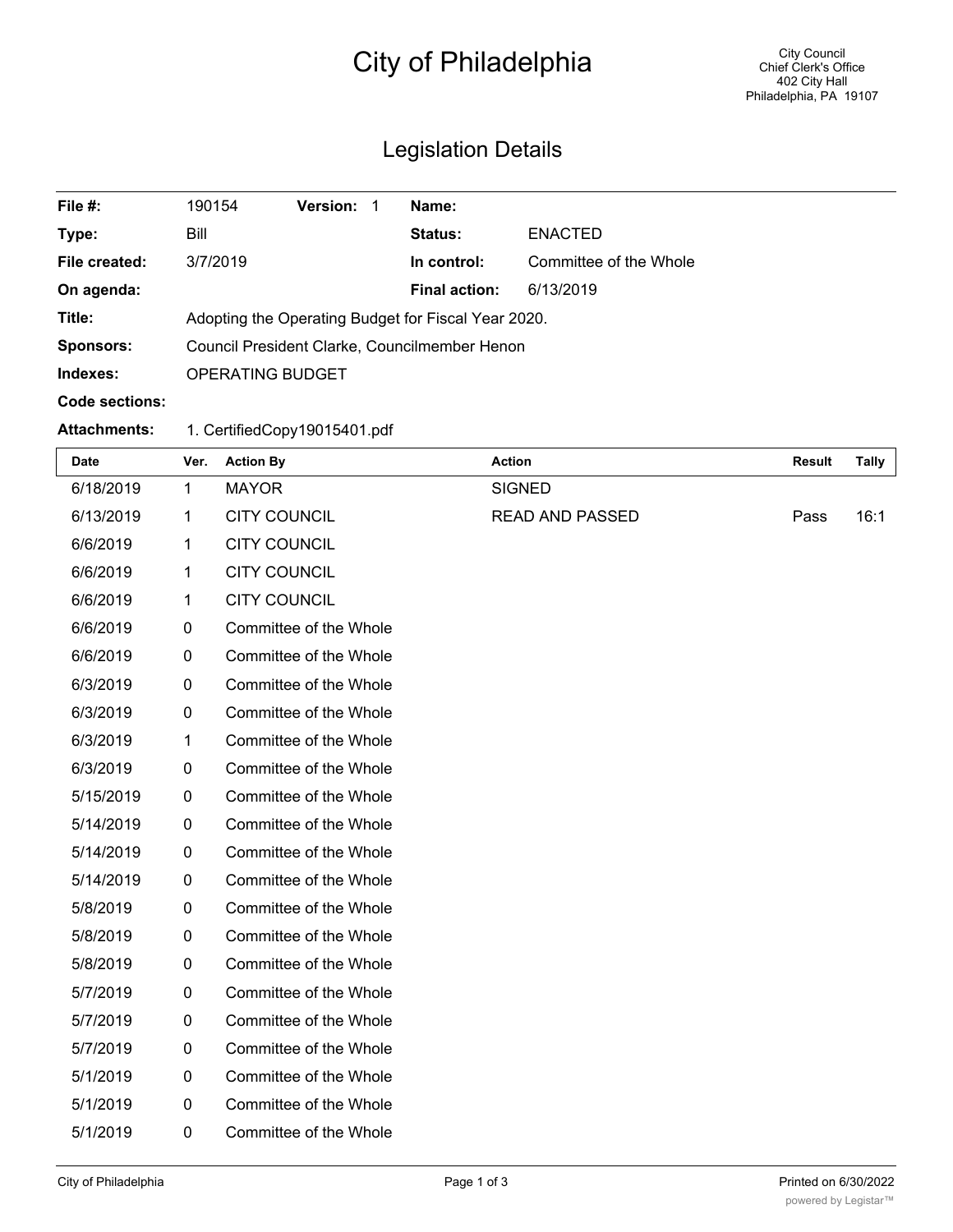# City of Philadelphia

City Council
Chief Clerk's Office
402 City Hall
Philadelphia, PA 19107

## Legislation Details

| | | | |
|---|---|---|---|
| **File #:** | 190154 **Version:** 1 | **Name:** | |
| **Type:** | Bill | **Status:** | ENACTED |
| **File created:** | 3/7/2019 | **In control:** | Committee of the Whole |
| **On agenda:** | | **Final action:** | 6/13/2019 |
| **Title:** | Adopting the Operating Budget for Fiscal Year 2020. | | |
| **Sponsors:** | Council President Clarke, Councilmember Henon | | |
| **Indexes:** | OPERATING BUDGET | | |
| **Code sections:** | | | |
| **Attachments:** | 1. CertifiedCopy19015401.pdf | | |

| Date | Ver. | Action By | Action | Result | Tally |
|---|---|---|---|---|---|
| 6/18/2019 | 1 | MAYOR | SIGNED | | |
| 6/13/2019 | 1 | CITY COUNCIL | READ AND PASSED | Pass | 16:1 |
| 6/6/2019 | 1 | CITY COUNCIL | | | |
| 6/6/2019 | 1 | CITY COUNCIL | | | |
| 6/6/2019 | 1 | CITY COUNCIL | | | |
| 6/6/2019 | 0 | Committee of the Whole | | | |
| 6/6/2019 | 0 | Committee of the Whole | | | |
| 6/3/2019 | 0 | Committee of the Whole | | | |
| 6/3/2019 | 0 | Committee of the Whole | | | |
| 6/3/2019 | 1 | Committee of the Whole | | | |
| 6/3/2019 | 0 | Committee of the Whole | | | |
| 5/15/2019 | 0 | Committee of the Whole | | | |
| 5/14/2019 | 0 | Committee of the Whole | | | |
| 5/14/2019 | 0 | Committee of the Whole | | | |
| 5/14/2019 | 0 | Committee of the Whole | | | |
| 5/8/2019 | 0 | Committee of the Whole | | | |
| 5/8/2019 | 0 | Committee of the Whole | | | |
| 5/8/2019 | 0 | Committee of the Whole | | | |
| 5/7/2019 | 0 | Committee of the Whole | | | |
| 5/7/2019 | 0 | Committee of the Whole | | | |
| 5/7/2019 | 0 | Committee of the Whole | | | |
| 5/1/2019 | 0 | Committee of the Whole | | | |
| 5/1/2019 | 0 | Committee of the Whole | | | |
| 5/1/2019 | 0 | Committee of the Whole | | | |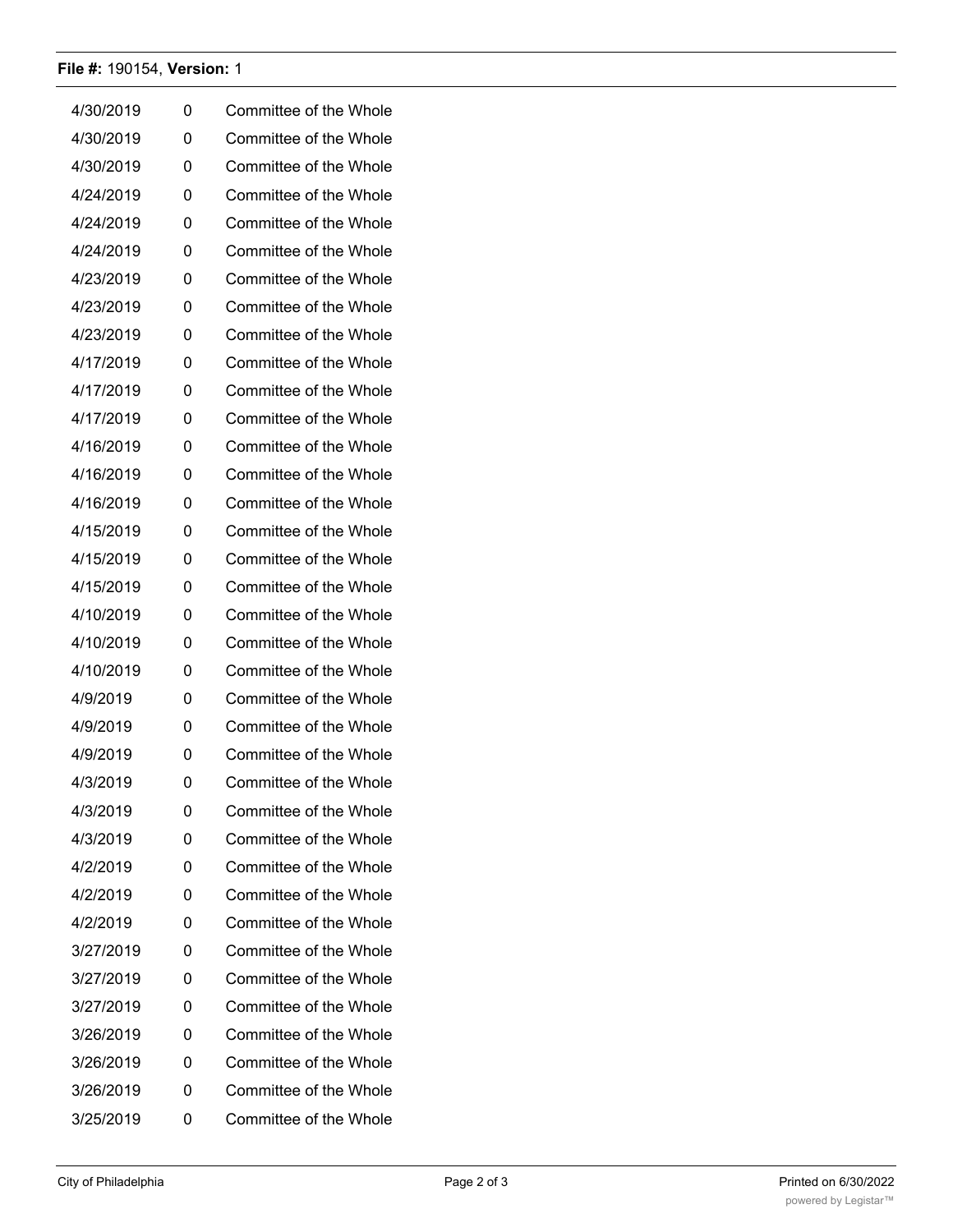**File #:** 190154, **Version:** 1

| | | |
|---|---|---|
| 4/30/2019 | 0 | Committee of the Whole |
| 4/30/2019 | 0 | Committee of the Whole |
| 4/30/2019 | 0 | Committee of the Whole |
| 4/24/2019 | 0 | Committee of the Whole |
| 4/24/2019 | 0 | Committee of the Whole |
| 4/24/2019 | 0 | Committee of the Whole |
| 4/23/2019 | 0 | Committee of the Whole |
| 4/23/2019 | 0 | Committee of the Whole |
| 4/23/2019 | 0 | Committee of the Whole |
| 4/17/2019 | 0 | Committee of the Whole |
| 4/17/2019 | 0 | Committee of the Whole |
| 4/17/2019 | 0 | Committee of the Whole |
| 4/16/2019 | 0 | Committee of the Whole |
| 4/16/2019 | 0 | Committee of the Whole |
| 4/16/2019 | 0 | Committee of the Whole |
| 4/15/2019 | 0 | Committee of the Whole |
| 4/15/2019 | 0 | Committee of the Whole |
| 4/15/2019 | 0 | Committee of the Whole |
| 4/10/2019 | 0 | Committee of the Whole |
| 4/10/2019 | 0 | Committee of the Whole |
| 4/10/2019 | 0 | Committee of the Whole |
| 4/9/2019 | 0 | Committee of the Whole |
| 4/9/2019 | 0 | Committee of the Whole |
| 4/9/2019 | 0 | Committee of the Whole |
| 4/3/2019 | 0 | Committee of the Whole |
| 4/3/2019 | 0 | Committee of the Whole |
| 4/3/2019 | 0 | Committee of the Whole |
| 4/2/2019 | 0 | Committee of the Whole |
| 4/2/2019 | 0 | Committee of the Whole |
| 4/2/2019 | 0 | Committee of the Whole |
| 3/27/2019 | 0 | Committee of the Whole |
| 3/27/2019 | 0 | Committee of the Whole |
| 3/27/2019 | 0 | Committee of the Whole |
| 3/26/2019 | 0 | Committee of the Whole |
| 3/26/2019 | 0 | Committee of the Whole |
| 3/26/2019 | 0 | Committee of the Whole |
| 3/25/2019 | 0 | Committee of the Whole |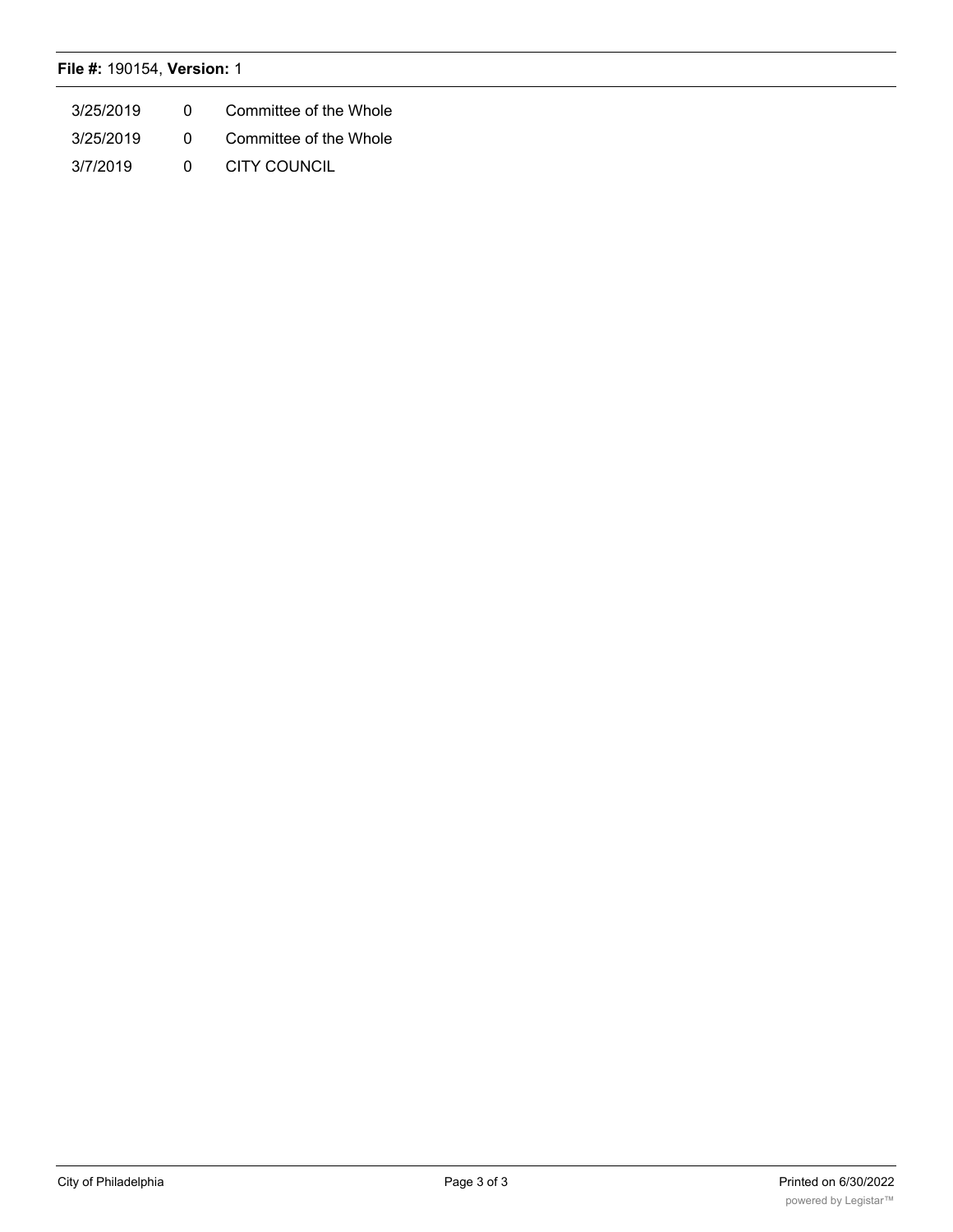| | | |
|---|---|---|
| 3/25/2019 | 0 | Committee of the Whole |
| 3/25/2019 | 0 | Committee of the Whole |
| 3/7/2019 | 0 | CITY COUNCIL |